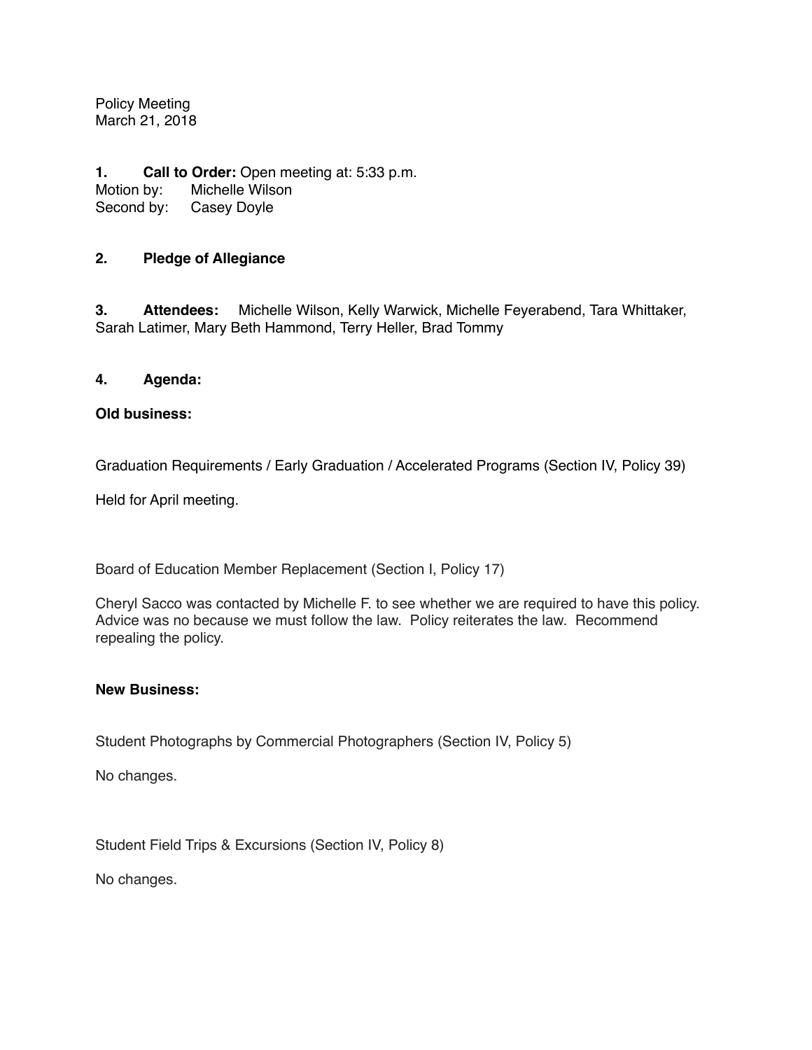Policy Meeting
March 21, 2018

**1. Call to Order:** Open meeting at: 5:33 p.m.
Motion by: Michelle Wilson
Second by: Casey Doyle

**2. Pledge of Allegiance**

**3. Attendees:** Michelle Wilson, Kelly Warwick, Michelle Feyerabend, Tara Whittaker, Sarah Latimer, Mary Beth Hammond, Terry Heller, Brad Tommy

**4. Agenda:**

**Old business:**

Graduation Requirements / Early Graduation / Accelerated Programs (Section IV, Policy 39)

Held for April meeting.

Board of Education Member Replacement (Section I, Policy 17)

Cheryl Sacco was contacted by Michelle F. to see whether we are required to have this policy. Advice was no because we must follow the law. Policy reiterates the law. Recommend repealing the policy.

**New Business:**

Student Photographs by Commercial Photographers (Section IV, Policy 5)

No changes.

Student Field Trips & Excursions (Section IV, Policy 8)

No changes.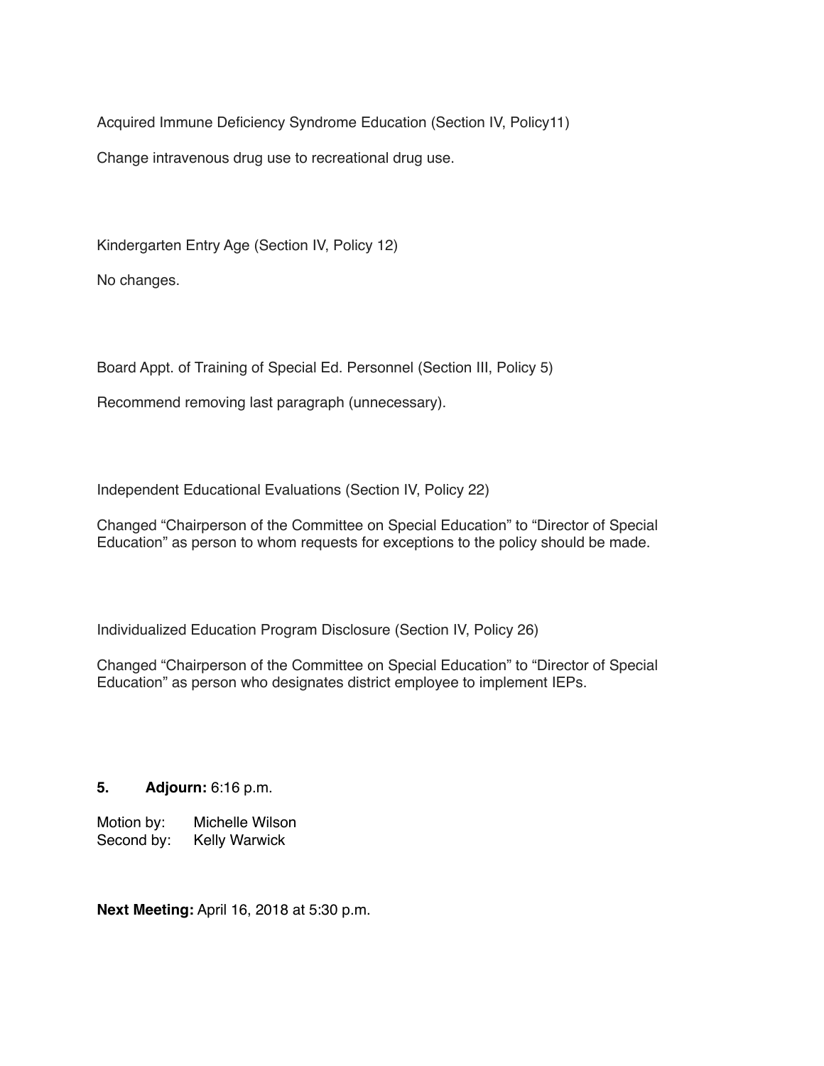Acquired Immune Deficiency Syndrome Education (Section IV, Policy11)

Change intravenous drug use to recreational drug use.

Kindergarten Entry Age (Section IV, Policy 12)

No changes.

Board Appt. of Training of Special Ed. Personnel (Section III, Policy 5)

Recommend removing last paragraph (unnecessary).

Independent Educational Evaluations (Section IV, Policy 22)

Changed "Chairperson of the Committee on Special Education" to "Director of Special Education" as person to whom requests for exceptions to the policy should be made.

Individualized Education Program Disclosure (Section IV, Policy 26)

Changed "Chairperson of the Committee on Special Education" to "Director of Special Education" as person who designates district employee to implement IEPs.

**5. Adjourn:** 6:16 p.m.

Motion by: Michelle Wilson
Second by: Kelly Warwick

**Next Meeting:** April 16, 2018 at 5:30 p.m.